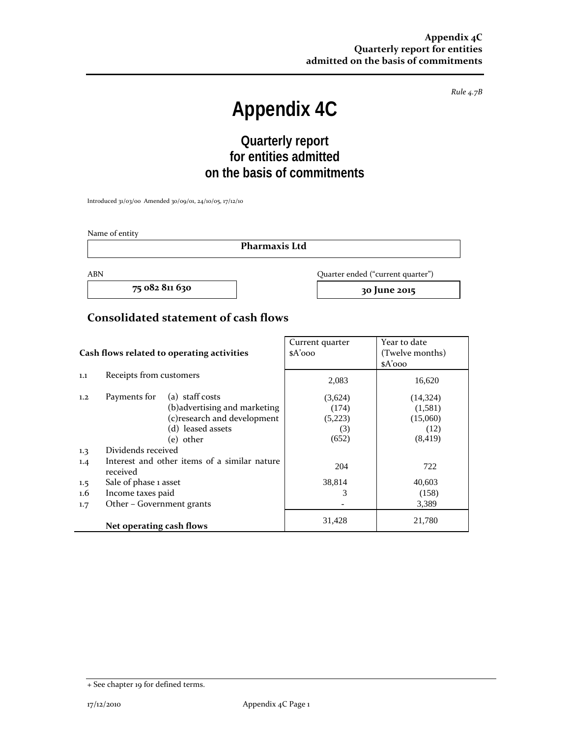*Rule 4.7B*

# Appendix 4C

## Quarterly report for entities admitted on the basis of commitments

Introduced 31/03/00 Amended 30/09/01, 24/10/05, 17/12/10

Name of entity

**Pharmaxis Ltd**

| ABN | Quarter ended ("current quarter") |
| --- | --- |
| **75 082 811 630** | **30 June 2015** |

## Consolidated statement of cash flows

| | Cash flows related to operating activities | | Current quarter $A'000 | Year to date (Twelve months) $A'000 |
| --- | --- | --- | --- | --- |
| 1.1 | Receipts from customers | | 2,083 | 16,620 |
| 1.2 | Payments for | (a) staff costs | (3,624) | (14,324) |
| | | (b)advertising and marketing | (174) | (1,581) |
| | | (c)research and development | (5,223) | (15,060) |
| | | (d) leased assets | (3) | (12) |
| | | (e) other | (652) | (8,419) |
| 1.3 | Dividends received | | | |
| 1.4 | Interest and other items of a similar nature received | | 204 | 722 |
| 1.5 | Sale of phase 1 asset | | 38,814 | 40,603 |
| 1.6 | Income taxes paid | | 3 | (158) |
| 1.7 | Other – Government grants | | - | 3,389 |
| | **Net operating cash flows** | | 31,428 | 21,780 |

+ See chapter 19 for defined terms.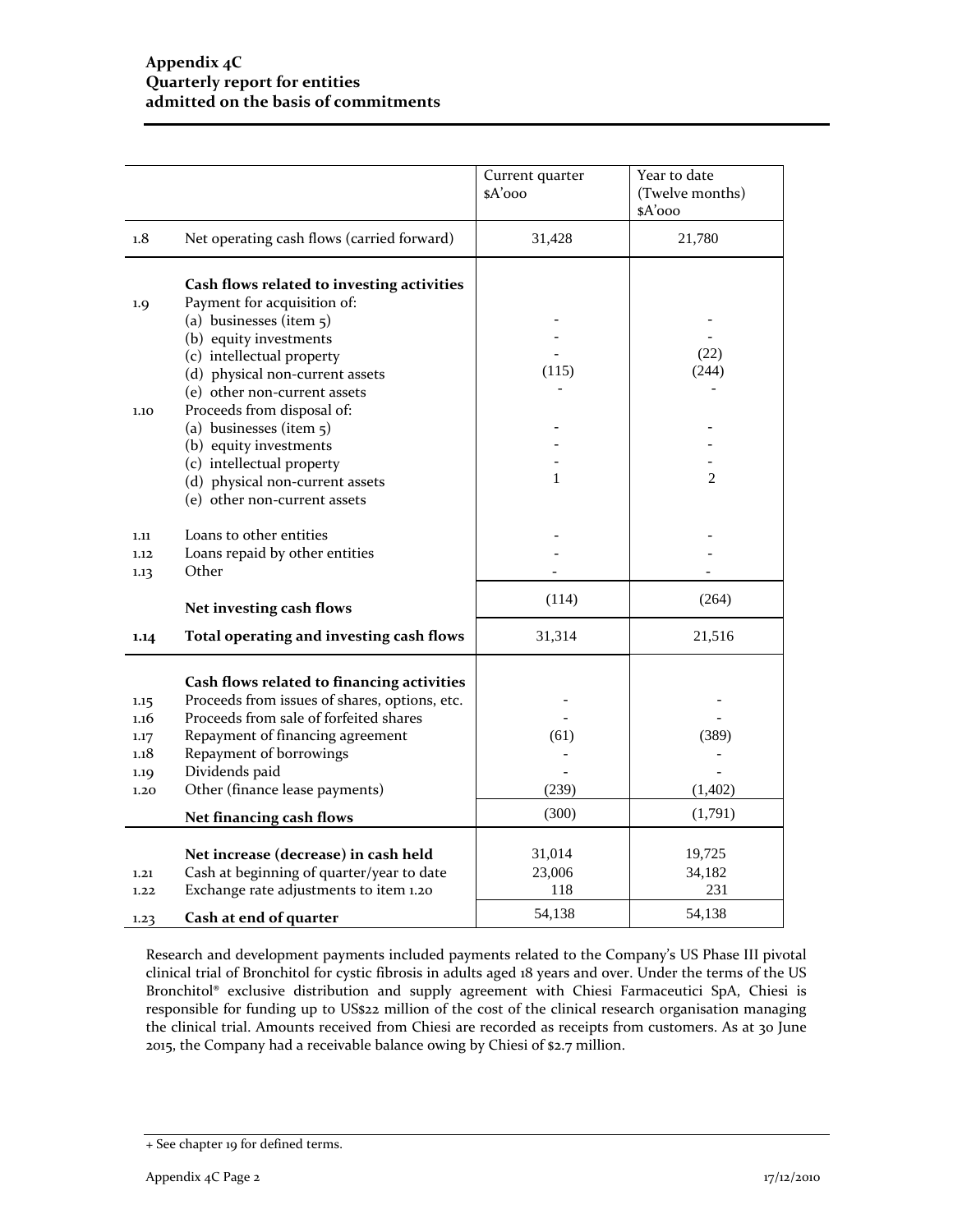# Appendix 4C
# Quarterly report for entities admitted on the basis of commitments

| | | Current quarter $A'000 | Year to date (Twelve months) $A'000 |
|---|---|---|---|
| 1.8 | Net operating cash flows (carried forward) | 31,428 | 21,780 |
| | **Cash flows related to investing activities** | | |
| 1.9 | Payment for acquisition of: | | |
| | (a) businesses (item 5) | - | - |
| | (b) equity investments | - | - |
| | (c) intellectual property | - | (22) |
| | (d) physical non-current assets | (115) | (244) |
| | (e) other non-current assets | - | - |
| 1.10 | Proceeds from disposal of: | | |
| | (a) businesses (item 5) | - | - |
| | (b) equity investments | - | - |
| | (c) intellectual property | - | - |
| | (d) physical non-current assets | 1 | 2 |
| | (e) other non-current assets | | |
| 1.11 | Loans to other entities | - | - |
| 1.12 | Loans repaid by other entities | - | - |
| 1.13 | Other | - | - |
| | **Net investing cash flows** | (114) | (264) |
| **1.14** | **Total operating and investing cash flows** | 31,314 | 21,516 |
| | **Cash flows related to financing activities** | | |
| 1.15 | Proceeds from issues of shares, options, etc. | - | - |
| 1.16 | Proceeds from sale of forfeited shares | - | - |
| 1.17 | Repayment of financing agreement | (61) | (389) |
| 1.18 | Repayment of borrowings | - | - |
| 1.19 | Dividends paid | - | - |
| 1.20 | Other (finance lease payments) | (239) | (1,402) |
| | **Net financing cash flows** | (300) | (1,791) |
| | **Net increase (decrease) in cash held** | 31,014 | 19,725 |
| 1.21 | Cash at beginning of quarter/year to date | 23,006 | 34,182 |
| 1.22 | Exchange rate adjustments to item 1.20 | 118 | 231 |
| 1.23 | **Cash at end of quarter** | 54,138 | 54,138 |

Research and development payments included payments related to the Company's US Phase III pivotal clinical trial of Bronchitol for cystic fibrosis in adults aged 18 years and over. Under the terms of the US Bronchitol® exclusive distribution and supply agreement with Chiesi Farmaceutici SpA, Chiesi is responsible for funding up to US$22 million of the cost of the clinical research organisation managing the clinical trial. Amounts received from Chiesi are recorded as receipts from customers. As at 30 June 2015, the Company had a receivable balance owing by Chiesi of $2.7 million.

+ See chapter 19 for defined terms.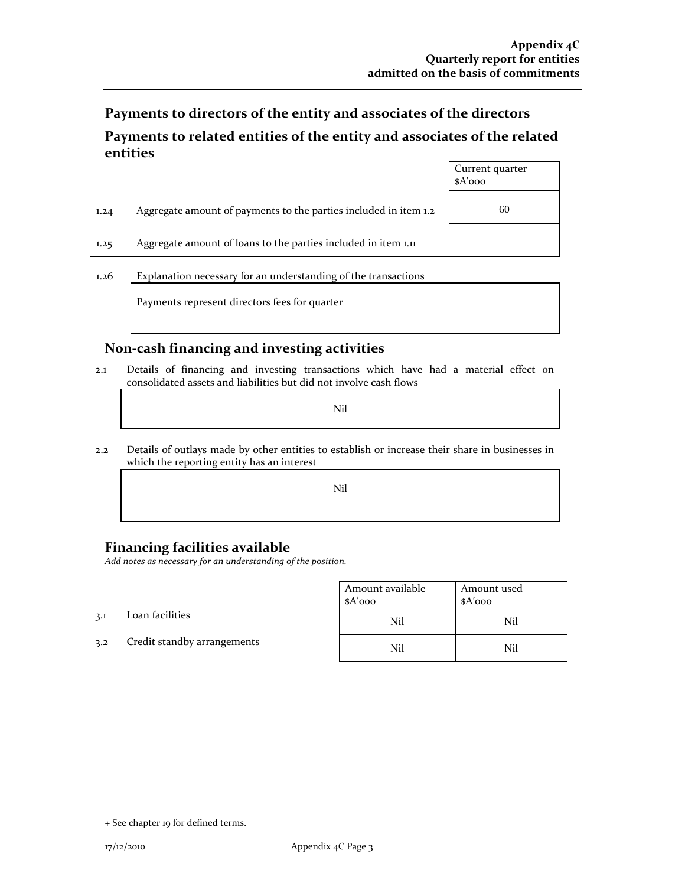## Payments to directors of the entity and associates of the directors

## Payments to related entities of the entity and associates of the related entities

| | | Current quarter $A'000 |
|---|---|---|
| 1.24 | Aggregate amount of payments to the parties included in item 1.2 | 60 |
| 1.25 | Aggregate amount of loans to the parties included in item 1.11 | |

1.26 Explanation necessary for an understanding of the transactions

Payments represent directors fees for quarter

## Non-cash financing and investing activities

2.1 Details of financing and investing transactions which have had a material effect on consolidated assets and liabilities but did not involve cash flows

Nil

2.2 Details of outlays made by other entities to establish or increase their share in businesses in which the reporting entity has an interest

Nil

## Financing facilities available

*Add notes as necessary for an understanding of the position.*

| | | Amount available $A'000 | Amount used $A'000 |
|---|---|---|---|
| 3.1 | Loan facilities | Nil | Nil |
| 3.2 | Credit standby arrangements | Nil | Nil |

+ See chapter 19 for defined terms.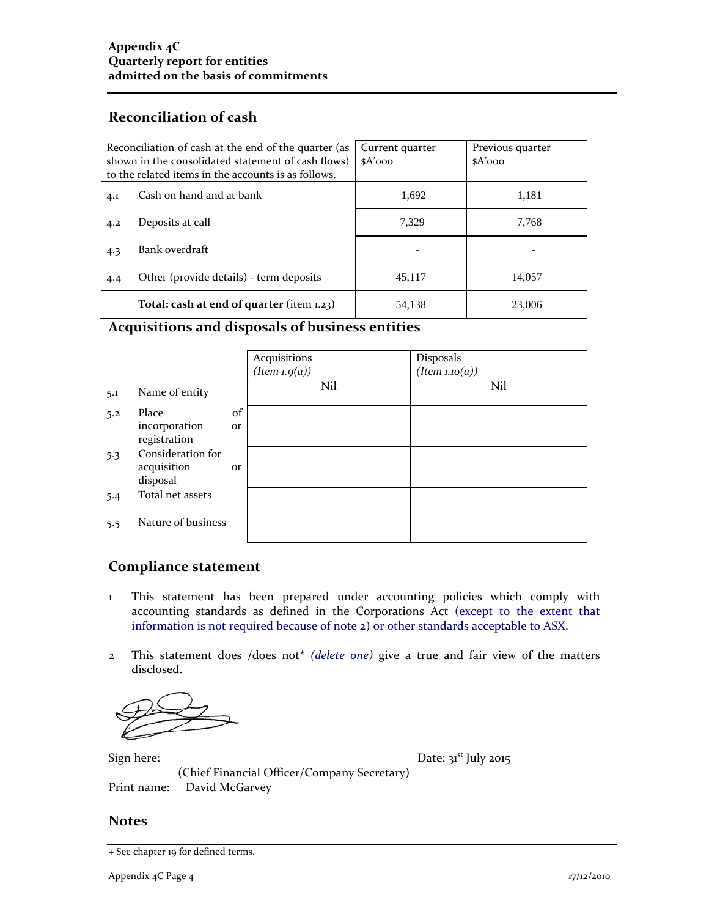**Appendix 4C**
**Quarterly report for entities admitted on the basis of commitments**

## Reconciliation of cash

| | Reconciliation of cash at the end of the quarter (as shown in the consolidated statement of cash flows) to the related items in the accounts is as follows. | Current quarter $A'000 | Previous quarter $A'000 |
|---|---|---|---|
| 4.1 | Cash on hand and at bank | 1,692 | 1,181 |
| 4.2 | Deposits at call | 7,329 | 7,768 |
| 4.3 | Bank overdraft | - | - |
| 4.4 | Other (provide details) - term deposits | 45,117 | 14,057 |
| | **Total: cash at end of quarter** (item 1.23) | 54,138 | 23,006 |

## Acquisitions and disposals of business entities

| | | Acquisitions *(Item 1.9(a))* | Disposals *(Item 1.10(a))* |
|---|---|---|---|
| 5.1 | Name of entity | Nil | Nil |
| 5.2 | Place of incorporation or registration | | |
| 5.3 | Consideration for acquisition or disposal | | |
| 5.4 | Total net assets | | |
| 5.5 | Nature of business | | |

## Compliance statement

1. This statement has been prepared under accounting policies which comply with accounting standards as defined in the Corporations Act (except to the extent that information is not required because of note 2) or other standards acceptable to ASX.

2. This statement does /~~does not~~* *(delete one)* give a true and fair view of the matters disclosed.

Sign here: Date: 31st July 2015

(Chief Financial Officer/Company Secretary)

Print name: David McGarvey

## Notes

+ See chapter 19 for defined terms.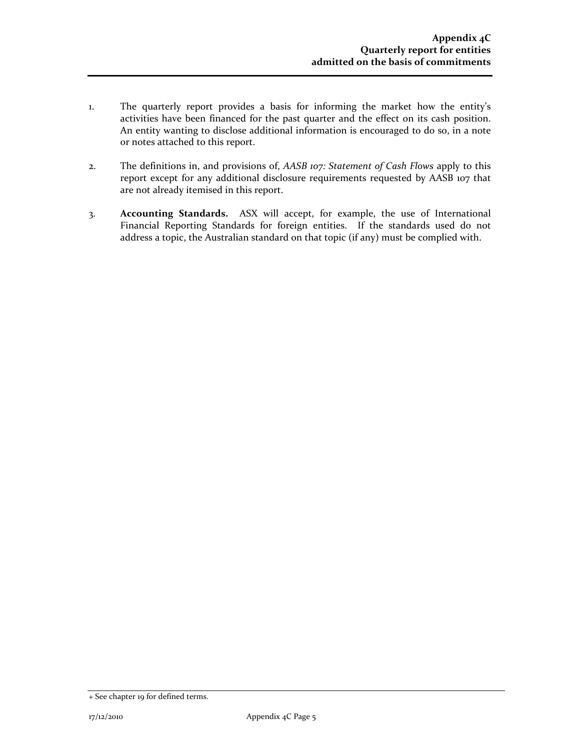1. The quarterly report provides a basis for informing the market how the entity's activities have been financed for the past quarter and the effect on its cash position. An entity wanting to disclose additional information is encouraged to do so, in a note or notes attached to this report.

2. The definitions in, and provisions of, *AASB 107: Statement of Cash Flows* apply to this report except for any additional disclosure requirements requested by AASB 107 that are not already itemised in this report.

3. **Accounting Standards.** ASX will accept, for example, the use of International Financial Reporting Standards for foreign entities. If the standards used do not address a topic, the Australian standard on that topic (if any) must be complied with.